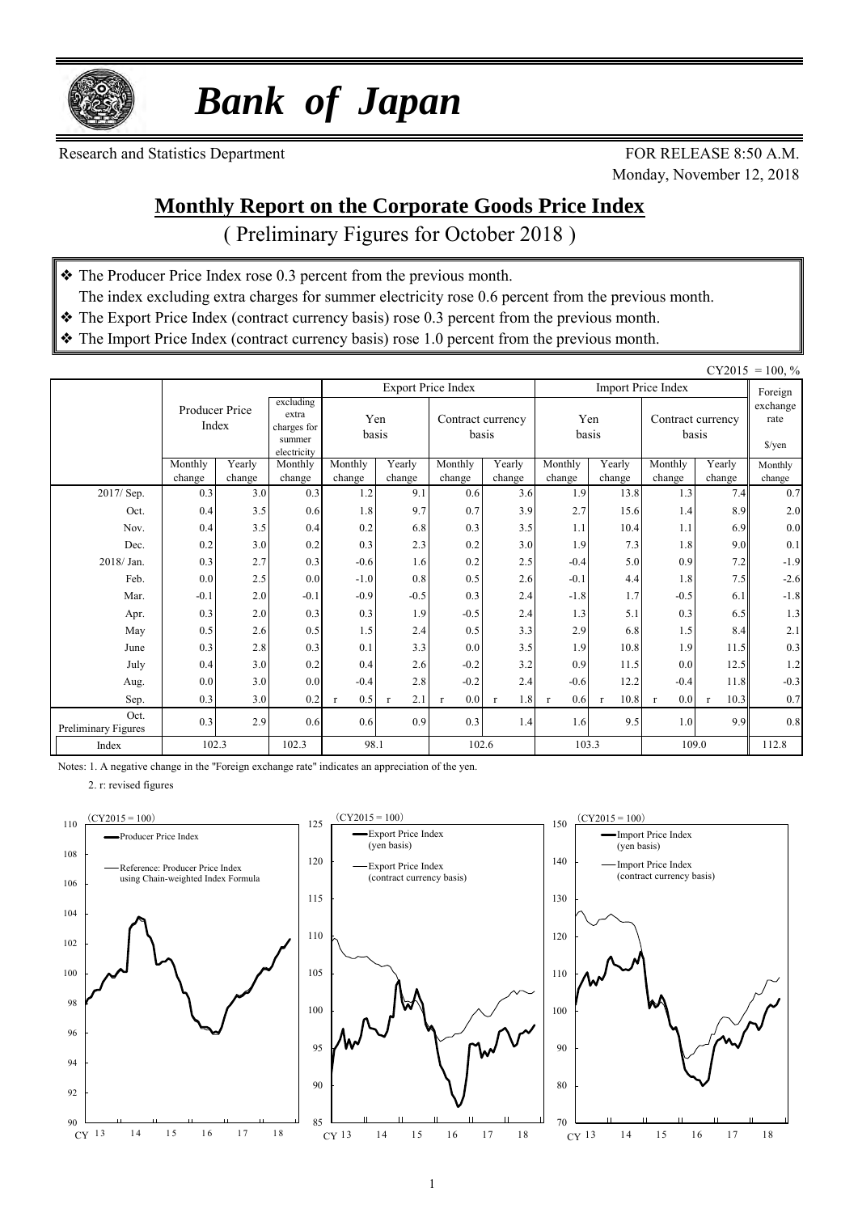# *Bank of Japan*

Research and Statistics Department

FOR RELEASE 8:50 A.M.
Monday, November 12, 2018

## Monthly Report on the Corporate Goods Price Index

( Preliminary Figures for October 2018 )

- ❖ The Producer Price Index rose 0.3 percent from the previous month.
  The index excluding extra charges for summer electricity rose 0.6 percent from the previous month.
- ❖ The Export Price Index (contract currency basis) rose 0.3 percent from the previous month.
- ❖ The Import Price Index (contract currency basis) rose 1.0 percent from the previous month.

CY2015 = 100, %

| | Producer Price Index | | excluding extra charges for summer electricity | Export Price Index | | | | Import Price Index | | | | Foreign exchange rate |
|---|---|---|---|---|---|---|---|---|---|---|---|---|
| | | | | Yen basis | | Contract currency basis | | Yen basis | | Contract currency basis | | $/yen |
| | Monthly change | Yearly change | Monthly change | Monthly change | Yearly change | Monthly change | Yearly change | Monthly change | Yearly change | Monthly change | Yearly change | Monthly change |
| 2017/ Sep. | 0.3 | 3.0 | 0.3 | 1.2 | 9.1 | 0.6 | 3.6 | 1.9 | 13.8 | 1.3 | 7.4 | 0.7 |
| Oct. | 0.4 | 3.5 | 0.6 | 1.8 | 9.7 | 0.7 | 3.9 | 2.7 | 15.6 | 1.4 | 8.9 | 2.0 |
| Nov. | 0.4 | 3.5 | 0.4 | 0.2 | 6.8 | 0.3 | 3.5 | 1.1 | 10.4 | 1.1 | 6.9 | 0.0 |
| Dec. | 0.2 | 3.0 | 0.2 | 0.3 | 2.3 | 0.2 | 3.0 | 1.9 | 7.3 | 1.8 | 9.0 | 0.1 |
| 2018/ Jan. | 0.3 | 2.7 | 0.3 | -0.6 | 1.6 | 0.2 | 2.5 | -0.4 | 5.0 | 0.9 | 7.2 | -1.9 |
| Feb. | 0.0 | 2.5 | 0.0 | -1.0 | 0.8 | 0.5 | 2.6 | -0.1 | 4.4 | 1.8 | 7.5 | -2.6 |
| Mar. | -0.1 | 2.0 | -0.1 | -0.9 | -0.5 | 0.3 | 2.4 | -1.8 | 1.7 | -0.5 | 6.1 | -1.8 |
| Apr. | 0.3 | 2.0 | 0.3 | 0.3 | 1.9 | -0.5 | 2.4 | 1.3 | 5.1 | 0.3 | 6.5 | 1.3 |
| May | 0.5 | 2.6 | 0.5 | 1.5 | 2.4 | 0.5 | 3.3 | 2.9 | 6.8 | 1.5 | 8.4 | 2.1 |
| June | 0.3 | 2.8 | 0.3 | 0.1 | 3.3 | 0.0 | 3.5 | 1.9 | 10.8 | 1.9 | 11.5 | 0.3 |
| July | 0.4 | 3.0 | 0.2 | 0.4 | 2.6 | -0.2 | 3.2 | 0.9 | 11.5 | 0.0 | 12.5 | 1.2 |
| Aug. | 0.0 | 3.0 | 0.0 | -0.4 | 2.8 | -0.2 | 2.4 | -0.6 | 12.2 | -0.4 | 11.8 | -0.3 |
| Sep. | 0.3 | 3.0 | 0.2 | r 0.5 | r 2.1 | r 0.0 | r 1.8 | r 0.6 | r 10.8 | r 0.0 | r 10.3 | 0.7 |
| Oct. Preliminary Figures | 0.3 | 2.9 | 0.6 | 0.6 | 0.9 | 0.3 | 1.4 | 1.6 | 9.5 | 1.0 | 9.9 | 0.8 |
| Index | 102.3 | | 102.3 | 98.1 | | 102.6 | | 103.3 | | 109.0 | | 112.8 |

Notes: 1. A negative change in the "Foreign exchange rate" indicates an appreciation of the yen.

2. r: revised figures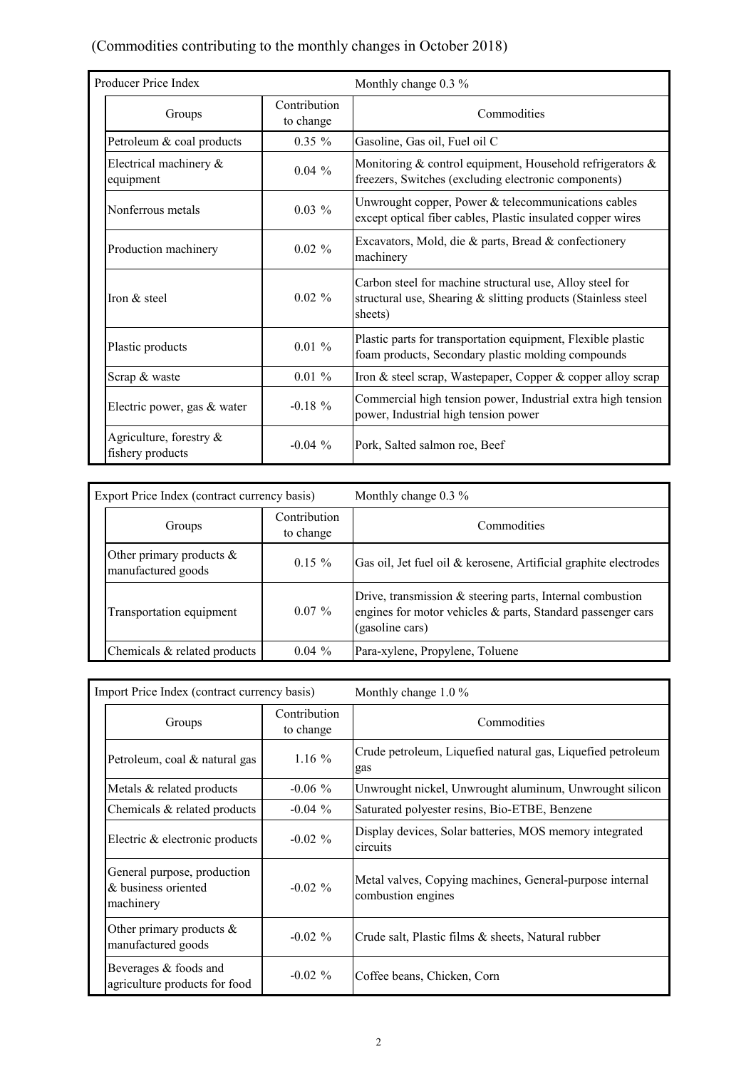(Commodities contributing to the monthly changes in October 2018)

| Producer Price Index | | Monthly change 0.3 % |
|---|---|---|
| Groups | Contribution to change | Commodities |
| Petroleum & coal products | 0.35 % | Gasoline, Gas oil, Fuel oil C |
| Electrical machinery & equipment | 0.04 % | Monitoring & control equipment, Household refrigerators & freezers, Switches (excluding electronic components) |
| Nonferrous metals | 0.03 % | Unwrought copper, Power & telecommunications cables except optical fiber cables, Plastic insulated copper wires |
| Production machinery | 0.02 % | Excavators, Mold, die & parts, Bread & confectionery machinery |
| Iron & steel | 0.02 % | Carbon steel for machine structural use, Alloy steel for structural use, Shearing & slitting products (Stainless steel sheets) |
| Plastic products | 0.01 % | Plastic parts for transportation equipment, Flexible plastic foam products, Secondary plastic molding compounds |
| Scrap & waste | 0.01 % | Iron & steel scrap, Wastepaper, Copper & copper alloy scrap |
| Electric power, gas & water | -0.18 % | Commercial high tension power, Industrial extra high tension power, Industrial high tension power |
| Agriculture, forestry & fishery products | -0.04 % | Pork, Salted salmon roe, Beef |

| Export Price Index (contract currency basis) | | Monthly change 0.3 % |
|---|---|---|
| Groups | Contribution to change | Commodities |
| Other primary products & manufactured goods | 0.15 % | Gas oil, Jet fuel oil & kerosene, Artificial graphite electrodes |
| Transportation equipment | 0.07 % | Drive, transmission & steering parts, Internal combustion engines for motor vehicles & parts, Standard passenger cars (gasoline cars) |
| Chemicals & related products | 0.04 % | Para-xylene, Propylene, Toluene |

| Import Price Index (contract currency basis) | | Monthly change 1.0 % |
|---|---|---|
| Groups | Contribution to change | Commodities |
| Petroleum, coal & natural gas | 1.16 % | Crude petroleum, Liquefied natural gas, Liquefied petroleum gas |
| Metals & related products | -0.06 % | Unwrought nickel, Unwrought aluminum, Unwrought silicon |
| Chemicals & related products | -0.04 % | Saturated polyester resins, Bio-ETBE, Benzene |
| Electric & electronic products | -0.02 % | Display devices, Solar batteries, MOS memory integrated circuits |
| General purpose, production & business oriented machinery | -0.02 % | Metal valves, Copying machines, General-purpose internal combustion engines |
| Other primary products & manufactured goods | -0.02 % | Crude salt, Plastic films & sheets, Natural rubber |
| Beverages & foods and agriculture products for food | -0.02 % | Coffee beans, Chicken, Corn |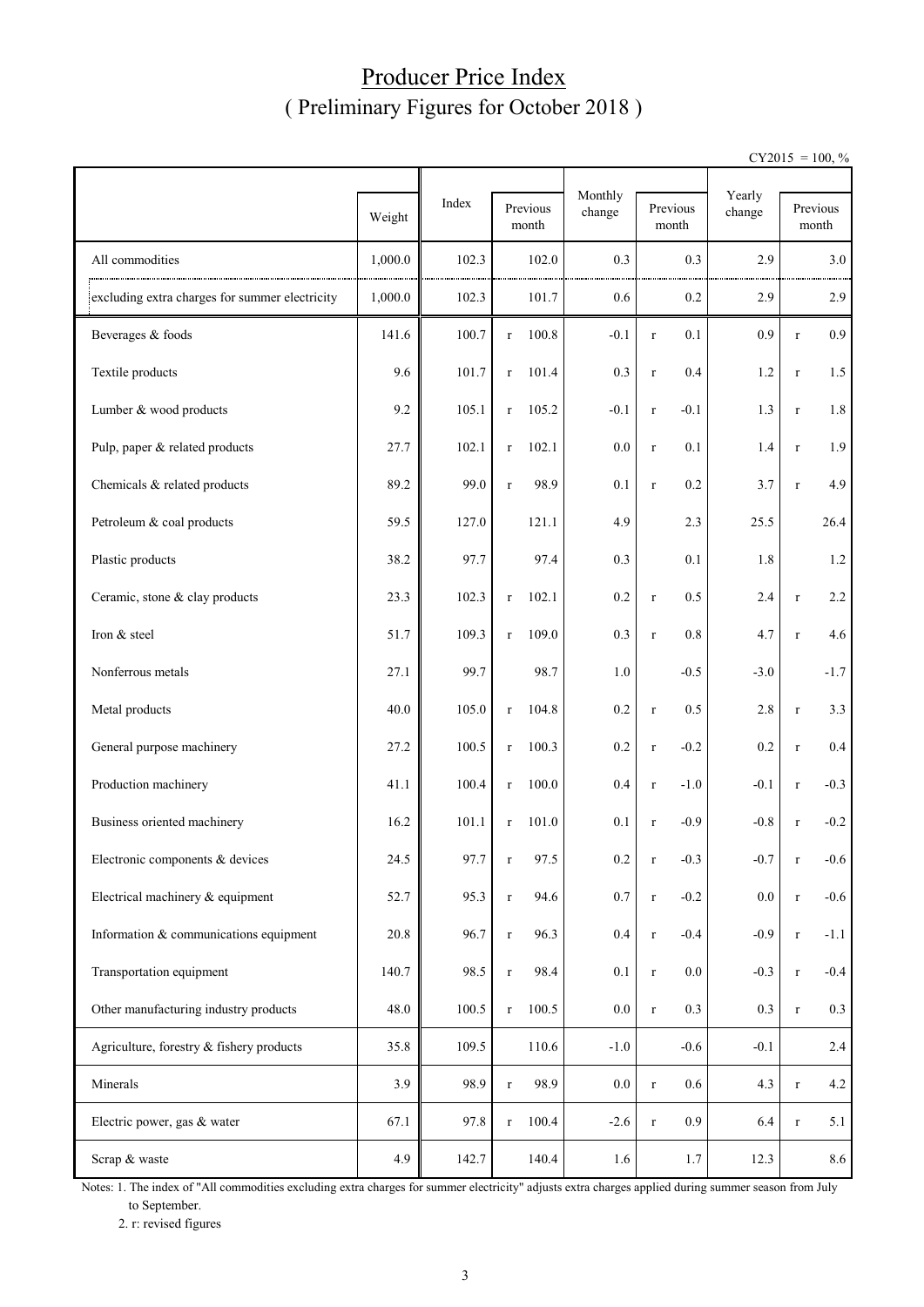# Producer Price Index

## ( Preliminary Figures for October 2018 )

CY2015 = 100, %

| | Weight | Index | Previous month | Monthly change | Previous month | Yearly change | Previous month |
|---|---|---|---|---|---|---|---|
| All commodities | 1,000.0 | 102.3 | 102.0 | 0.3 | 0.3 | 2.9 | 3.0 |
| excluding extra charges for summer electricity | 1,000.0 | 102.3 | 101.7 | 0.6 | 0.2 | 2.9 | 2.9 |
| Beverages & foods | 141.6 | 100.7 | r 100.8 | -0.1 | r 0.1 | 0.9 | r 0.9 |
| Textile products | 9.6 | 101.7 | r 101.4 | 0.3 | r 0.4 | 1.2 | r 1.5 |
| Lumber & wood products | 9.2 | 105.1 | r 105.2 | -0.1 | r -0.1 | 1.3 | r 1.8 |
| Pulp, paper & related products | 27.7 | 102.1 | r 102.1 | 0.0 | r 0.1 | 1.4 | r 1.9 |
| Chemicals & related products | 89.2 | 99.0 | r 98.9 | 0.1 | r 0.2 | 3.7 | r 4.9 |
| Petroleum & coal products | 59.5 | 127.0 | 121.1 | 4.9 | 2.3 | 25.5 | 26.4 |
| Plastic products | 38.2 | 97.7 | 97.4 | 0.3 | 0.1 | 1.8 | 1.2 |
| Ceramic, stone & clay products | 23.3 | 102.3 | r 102.1 | 0.2 | r 0.5 | 2.4 | r 2.2 |
| Iron & steel | 51.7 | 109.3 | r 109.0 | 0.3 | r 0.8 | 4.7 | r 4.6 |
| Nonferrous metals | 27.1 | 99.7 | 98.7 | 1.0 | -0.5 | -3.0 | -1.7 |
| Metal products | 40.0 | 105.0 | r 104.8 | 0.2 | r 0.5 | 2.8 | r 3.3 |
| General purpose machinery | 27.2 | 100.5 | r 100.3 | 0.2 | r -0.2 | 0.2 | r 0.4 |
| Production machinery | 41.1 | 100.4 | r 100.0 | 0.4 | r -1.0 | -0.1 | r -0.3 |
| Business oriented machinery | 16.2 | 101.1 | r 101.0 | 0.1 | r -0.9 | -0.8 | r -0.2 |
| Electronic components & devices | 24.5 | 97.7 | r 97.5 | 0.2 | r -0.3 | -0.7 | r -0.6 |
| Electrical machinery & equipment | 52.7 | 95.3 | r 94.6 | 0.7 | r -0.2 | 0.0 | r -0.6 |
| Information & communications equipment | 20.8 | 96.7 | r 96.3 | 0.4 | r -0.4 | -0.9 | r -1.1 |
| Transportation equipment | 140.7 | 98.5 | r 98.4 | 0.1 | r 0.0 | -0.3 | r -0.4 |
| Other manufacturing industry products | 48.0 | 100.5 | r 100.5 | 0.0 | r 0.3 | 0.3 | r 0.3 |
| Agriculture, forestry & fishery products | 35.8 | 109.5 | 110.6 | -1.0 | -0.6 | -0.1 | 2.4 |
| Minerals | 3.9 | 98.9 | r 98.9 | 0.0 | r 0.6 | 4.3 | r 4.2 |
| Electric power, gas & water | 67.1 | 97.8 | r 100.4 | -2.6 | r 0.9 | 6.4 | r 5.1 |
| Scrap & waste | 4.9 | 142.7 | 140.4 | 1.6 | 1.7 | 12.3 | 8.6 |

Notes: 1. The index of "All commodities excluding extra charges for summer electricity" adjusts extra charges applied during summer season from July to September.

2. r: revised figures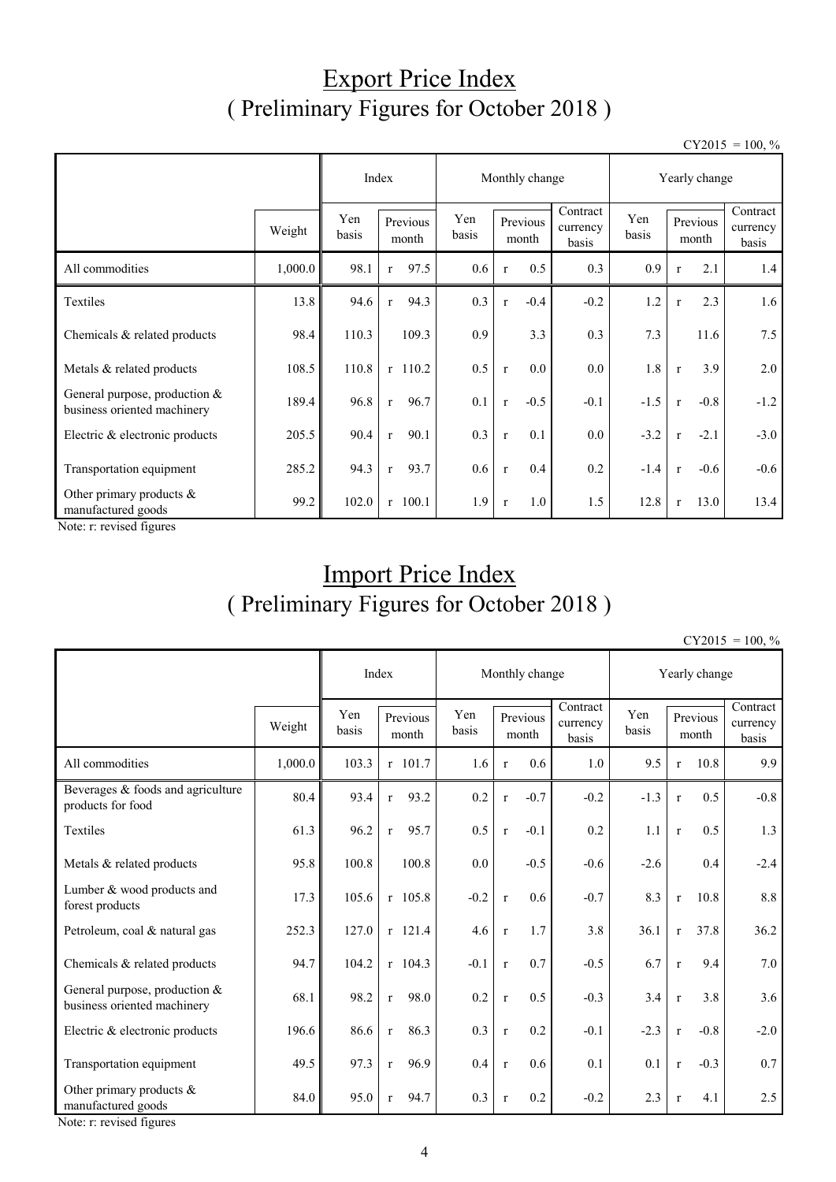# Export Price Index
## ( Preliminary Figures for October 2018 )

CY2015 = 100, %

| | Weight | Index | | Monthly change | | | Yearly change | | |
|---|---|---|---|---|---|---|---|---|---|
| | | Yen basis | Previous month | Yen basis | Previous month | Contract currency basis | Yen basis | Previous month | Contract currency basis |
| All commodities | 1,000.0 | 98.1 | r 97.5 | 0.6 | r 0.5 | 0.3 | 0.9 | r 2.1 | 1.4 |
| Textiles | 13.8 | 94.6 | r 94.3 | 0.3 | r -0.4 | -0.2 | 1.2 | r 2.3 | 1.6 |
| Chemicals & related products | 98.4 | 110.3 | 109.3 | 0.9 | 3.3 | 0.3 | 7.3 | 11.6 | 7.5 |
| Metals & related products | 108.5 | 110.8 | r 110.2 | 0.5 | r 0.0 | 0.0 | 1.8 | r 3.9 | 2.0 |
| General purpose, production & business oriented machinery | 189.4 | 96.8 | r 96.7 | 0.1 | r -0.5 | -0.1 | -1.5 | r -0.8 | -1.2 |
| Electric & electronic products | 205.5 | 90.4 | r 90.1 | 0.3 | r 0.1 | 0.0 | -3.2 | r -2.1 | -3.0 |
| Transportation equipment | 285.2 | 94.3 | r 93.7 | 0.6 | r 0.4 | 0.2 | -1.4 | r -0.6 | -0.6 |
| Other primary products & manufactured goods | 99.2 | 102.0 | r 100.1 | 1.9 | r 1.0 | 1.5 | 12.8 | r 13.0 | 13.4 |

Note: r: revised figures

# Import Price Index
## ( Preliminary Figures for October 2018 )

CY2015 = 100, %

| | Weight | Index | | Monthly change | | | Yearly change | | |
|---|---|---|---|---|---|---|---|---|---|
| | | Yen basis | Previous month | Yen basis | Previous month | Contract currency basis | Yen basis | Previous month | Contract currency basis |
| All commodities | 1,000.0 | 103.3 | r 101.7 | 1.6 | r 0.6 | 1.0 | 9.5 | r 10.8 | 9.9 |
| Beverages & foods and agriculture products for food | 80.4 | 93.4 | r 93.2 | 0.2 | r -0.7 | -0.2 | -1.3 | r 0.5 | -0.8 |
| Textiles | 61.3 | 96.2 | r 95.7 | 0.5 | r -0.1 | 0.2 | 1.1 | r 0.5 | 1.3 |
| Metals & related products | 95.8 | 100.8 | 100.8 | 0.0 | -0.5 | -0.6 | -2.6 | 0.4 | -2.4 |
| Lumber & wood products and forest products | 17.3 | 105.6 | r 105.8 | -0.2 | r 0.6 | -0.7 | 8.3 | r 10.8 | 8.8 |
| Petroleum, coal & natural gas | 252.3 | 127.0 | r 121.4 | 4.6 | r 1.7 | 3.8 | 36.1 | r 37.8 | 36.2 |
| Chemicals & related products | 94.7 | 104.2 | r 104.3 | -0.1 | r 0.7 | -0.5 | 6.7 | r 9.4 | 7.0 |
| General purpose, production & business oriented machinery | 68.1 | 98.2 | r 98.0 | 0.2 | r 0.5 | -0.3 | 3.4 | r 3.8 | 3.6 |
| Electric & electronic products | 196.6 | 86.6 | r 86.3 | 0.3 | r 0.2 | -0.1 | -2.3 | r -0.8 | -2.0 |
| Transportation equipment | 49.5 | 97.3 | r 96.9 | 0.4 | r 0.6 | 0.1 | 0.1 | r -0.3 | 0.7 |
| Other primary products & manufactured goods | 84.0 | 95.0 | r 94.7 | 0.3 | r 0.2 | -0.2 | 2.3 | r 4.1 | 2.5 |

Note: r: revised figures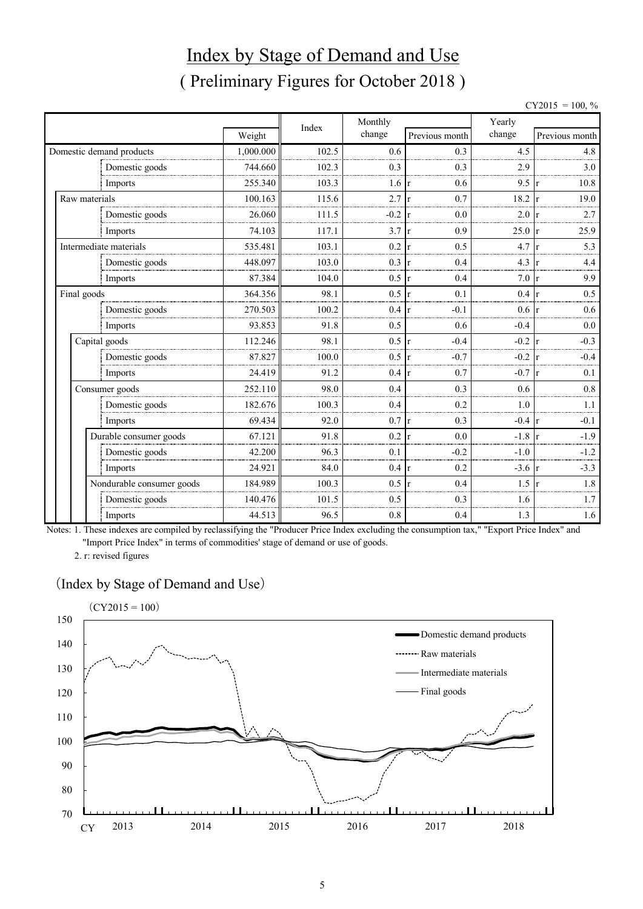# Index by Stage of Demand and Use

## ( Preliminary Figures for October 2018 )

CY2015 = 100, %

| | Weight | Index | Monthly change | Previous month | Yearly change | Previous month |
|---|---|---|---|---|---|---|
| Domestic demand products | 1,000.000 | 102.5 | 0.6 | 0.3 | 4.5 | 4.8 |
| Domestic goods | 744.660 | 102.3 | 0.3 | 0.3 | 2.9 | 3.0 |
| Imports | 255.340 | 103.3 | 1.6 | r 0.6 | 9.5 | r 10.8 |
| Raw materials | 100.163 | 115.6 | 2.7 | r 0.7 | 18.2 | r 19.0 |
| Domestic goods | 26.060 | 111.5 | -0.2 | r 0.0 | 2.0 | r 2.7 |
| Imports | 74.103 | 117.1 | 3.7 | r 0.9 | 25.0 | r 25.9 |
| Intermediate materials | 535.481 | 103.1 | 0.2 | r 0.5 | 4.7 | r 5.3 |
| Domestic goods | 448.097 | 103.0 | 0.3 | r 0.4 | 4.3 | r 4.4 |
| Imports | 87.384 | 104.0 | 0.5 | r 0.4 | 7.0 | r 9.9 |
| Final goods | 364.356 | 98.1 | 0.5 | r 0.1 | 0.4 | r 0.5 |
| Domestic goods | 270.503 | 100.2 | 0.4 | r -0.1 | 0.6 | r 0.6 |
| Imports | 93.853 | 91.8 | 0.5 | 0.6 | -0.4 | 0.0 |
| Capital goods | 112.246 | 98.1 | 0.5 | r -0.4 | -0.2 | r -0.3 |
| Domestic goods | 87.827 | 100.0 | 0.5 | r -0.7 | -0.2 | r -0.4 |
| Imports | 24.419 | 91.2 | 0.4 | r 0.7 | -0.7 | r 0.1 |
| Consumer goods | 252.110 | 98.0 | 0.4 | 0.3 | 0.6 | 0.8 |
| Domestic goods | 182.676 | 100.3 | 0.4 | 0.2 | 1.0 | 1.1 |
| Imports | 69.434 | 92.0 | 0.7 | r 0.3 | -0.4 | r -0.1 |
| Durable consumer goods | 67.121 | 91.8 | 0.2 | r 0.0 | -1.8 | r -1.9 |
| Domestic goods | 42.200 | 96.3 | 0.1 | -0.2 | -1.0 | -1.2 |
| Imports | 24.921 | 84.0 | 0.4 | r 0.2 | -3.6 | r -3.3 |
| Nondurable consumer goods | 184.989 | 100.3 | 0.5 | r 0.4 | 1.5 | r 1.8 |
| Domestic goods | 140.476 | 101.5 | 0.5 | 0.3 | 1.6 | 1.7 |
| Imports | 44.513 | 96.5 | 0.8 | 0.4 | 1.3 | 1.6 |

Notes: 1. These indexes are compiled by reclassifying the "Producer Price Index excluding the consumption tax," "Export Price Index" and "Import Price Index" in terms of commodities' stage of demand or use of goods.

2. r: revised figures

(Index by Stage of Demand and Use)

(CY2015 = 100)

Legend: Domestic demand products; Raw materials; Intermediate materials; Final goods

CY 2013 2014 2015 2016 2017 2018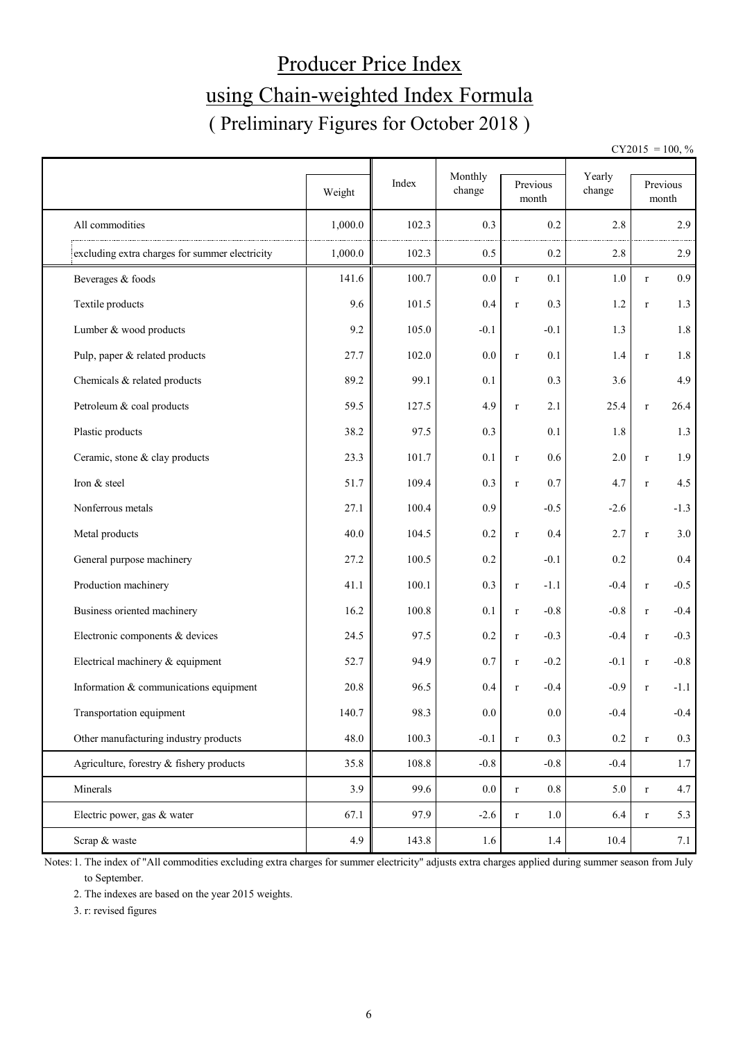# Producer Price Index
# using Chain-weighted Index Formula
## ( Preliminary Figures for October 2018 )

CY2015 = 100, %

| | Weight | Index | Monthly change | Previous month | Yearly change | Previous month |
|---|---|---|---|---|---|---|
| All commodities | 1,000.0 | 102.3 | 0.3 | 0.2 | 2.8 | 2.9 |
| excluding extra charges for summer electricity | 1,000.0 | 102.3 | 0.5 | 0.2 | 2.8 | 2.9 |
| Beverages & foods | 141.6 | 100.7 | 0.0 | r 0.1 | 1.0 | r 0.9 |
| Textile products | 9.6 | 101.5 | 0.4 | r 0.3 | 1.2 | r 1.3 |
| Lumber & wood products | 9.2 | 105.0 | -0.1 | -0.1 | 1.3 | 1.8 |
| Pulp, paper & related products | 27.7 | 102.0 | 0.0 | r 0.1 | 1.4 | r 1.8 |
| Chemicals & related products | 89.2 | 99.1 | 0.1 | 0.3 | 3.6 | 4.9 |
| Petroleum & coal products | 59.5 | 127.5 | 4.9 | r 2.1 | 25.4 | r 26.4 |
| Plastic products | 38.2 | 97.5 | 0.3 | 0.1 | 1.8 | 1.3 |
| Ceramic, stone & clay products | 23.3 | 101.7 | 0.1 | r 0.6 | 2.0 | r 1.9 |
| Iron & steel | 51.7 | 109.4 | 0.3 | r 0.7 | 4.7 | r 4.5 |
| Nonferrous metals | 27.1 | 100.4 | 0.9 | -0.5 | -2.6 | -1.3 |
| Metal products | 40.0 | 104.5 | 0.2 | r 0.4 | 2.7 | r 3.0 |
| General purpose machinery | 27.2 | 100.5 | 0.2 | -0.1 | 0.2 | 0.4 |
| Production machinery | 41.1 | 100.1 | 0.3 | r -1.1 | -0.4 | r -0.5 |
| Business oriented machinery | 16.2 | 100.8 | 0.1 | r -0.8 | -0.8 | r -0.4 |
| Electronic components & devices | 24.5 | 97.5 | 0.2 | r -0.3 | -0.4 | r -0.3 |
| Electrical machinery & equipment | 52.7 | 94.9 | 0.7 | r -0.2 | -0.1 | r -0.8 |
| Information & communications equipment | 20.8 | 96.5 | 0.4 | r -0.4 | -0.9 | r -1.1 |
| Transportation equipment | 140.7 | 98.3 | 0.0 | 0.0 | -0.4 | -0.4 |
| Other manufacturing industry products | 48.0 | 100.3 | -0.1 | r 0.3 | 0.2 | r 0.3 |
| Agriculture, forestry & fishery products | 35.8 | 108.8 | -0.8 | -0.8 | -0.4 | 1.7 |
| Minerals | 3.9 | 99.6 | 0.0 | r 0.8 | 5.0 | r 4.7 |
| Electric power, gas & water | 67.1 | 97.9 | -2.6 | r 1.0 | 6.4 | r 5.3 |
| Scrap & waste | 4.9 | 143.8 | 1.6 | 1.4 | 10.4 | 7.1 |

Notes: 1. The index of "All commodities excluding extra charges for summer electricity" adjusts extra charges applied during summer season from July to September.

2. The indexes are based on the year 2015 weights.

3. r: revised figures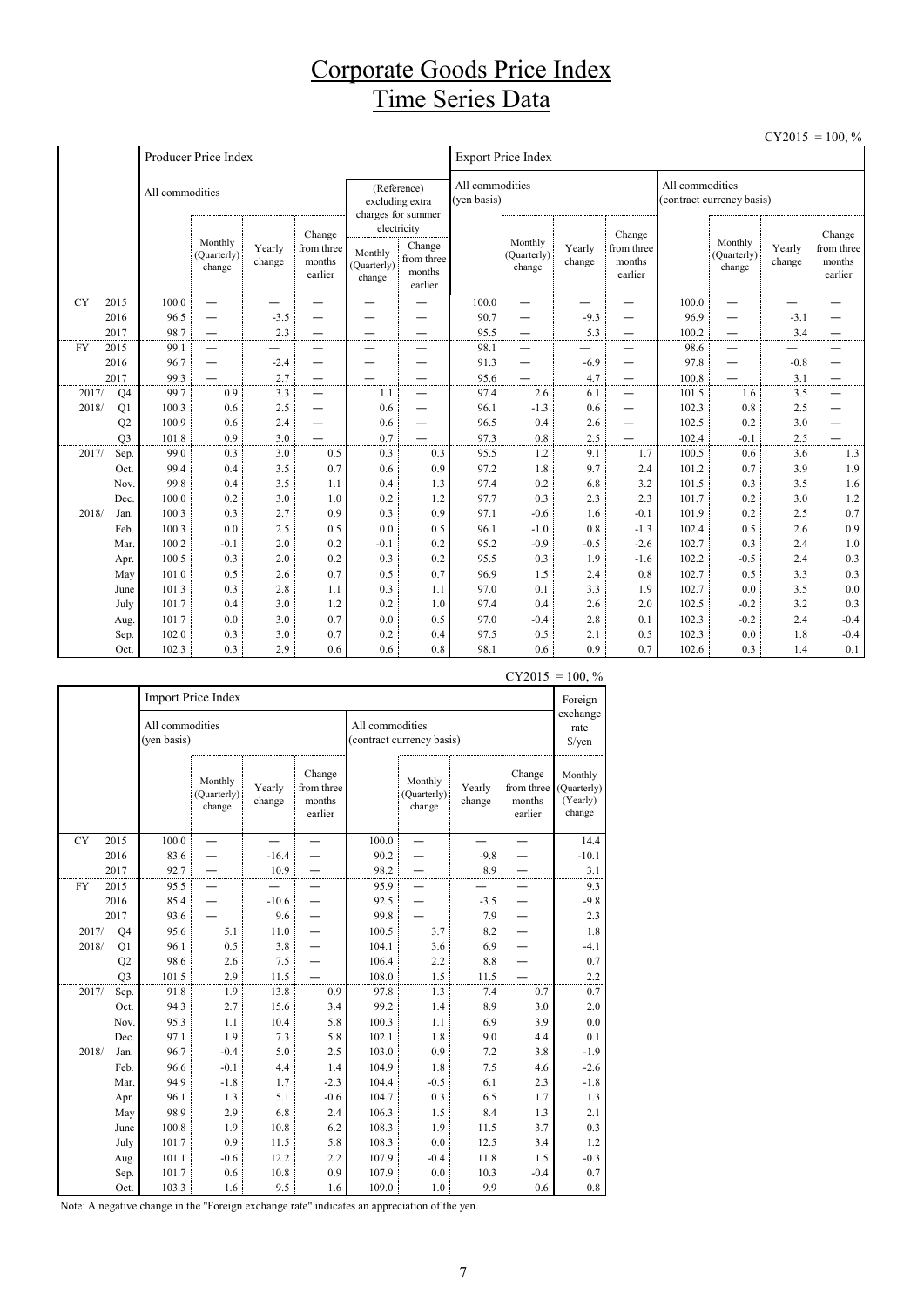# Corporate Goods Price Index
# Time Series Data

CY2015 = 100, %

| | | Producer Price Index | | | | | | Export Price Index | | | | | | | |
|---|---|---|---|---|---|---|---|---|---|---|---|---|---|---|---|
| | | All commodities | | | | (Reference) excluding extra charges for summer electricity | | All commodities (yen basis) | | | | All commodities (contract currency basis) | | | |
| | | | Monthly (Quarterly) change | Yearly change | Change from three months earlier | Monthly (Quarterly) change | Change from three months earlier | | Monthly (Quarterly) change | Yearly change | Change from three months earlier | | Monthly (Quarterly) change | Yearly change | Change from three months earlier |
| CY | 2015 | 100.0 | — | — | — | — | — | 100.0 | — | — | — | 100.0 | — | — | — |
| | 2016 | 96.5 | — | -3.5 | — | — | — | 90.7 | — | -9.3 | — | 96.9 | — | -3.1 | — |
| | 2017 | 98.7 | — | 2.3 | — | — | — | 95.5 | — | 5.3 | — | 100.2 | — | 3.4 | — |
| FY | 2015 | 99.1 | — | — | — | — | — | 98.1 | — | — | — | 98.6 | — | — | — |
| | 2016 | 96.7 | — | -2.4 | — | — | — | 91.3 | — | -6.9 | — | 97.8 | — | -0.8 | — |
| | 2017 | 99.3 | — | 2.7 | — | — | — | 95.6 | — | 4.7 | — | 100.8 | — | 3.1 | — |
| 2017/ | Q4 | 99.7 | 0.9 | 3.3 | — | 1.1 | — | 97.4 | 2.6 | 6.1 | — | 101.5 | 1.6 | 3.5 | — |
| 2018/ | Q1 | 100.3 | 0.6 | 2.5 | — | 0.6 | — | 96.1 | -1.3 | 0.6 | — | 102.3 | 0.8 | 2.5 | — |
| | Q2 | 100.9 | 0.6 | 2.4 | — | 0.6 | — | 96.5 | 0.4 | 2.6 | — | 102.5 | 0.2 | 3.0 | — |
| | Q3 | 101.8 | 0.9 | 3.0 | — | 0.7 | — | 97.3 | 0.8 | 2.5 | — | 102.4 | -0.1 | 2.5 | — |
| 2017/ | Sep. | 99.0 | 0.3 | 3.0 | 0.5 | 0.3 | 0.3 | 95.5 | 1.2 | 9.1 | 1.7 | 100.5 | 0.6 | 3.6 | 1.3 |
| | Oct. | 99.4 | 0.4 | 3.5 | 0.7 | 0.6 | 0.9 | 97.2 | 1.8 | 9.7 | 2.4 | 101.2 | 0.7 | 3.9 | 1.9 |
| | Nov. | 99.8 | 0.4 | 3.5 | 1.1 | 0.4 | 1.3 | 97.4 | 0.2 | 6.8 | 3.2 | 101.5 | 0.3 | 3.5 | 1.6 |
| | Dec. | 100.0 | 0.2 | 3.0 | 1.0 | 0.2 | 1.2 | 97.7 | 0.3 | 2.3 | 2.3 | 101.7 | 0.2 | 3.0 | 1.2 |
| 2018/ | Jan. | 100.3 | 0.3 | 2.7 | 0.9 | 0.3 | 0.9 | 97.1 | -0.6 | 1.6 | -0.1 | 101.9 | 0.2 | 2.5 | 0.7 |
| | Feb. | 100.3 | 0.0 | 2.5 | 0.5 | 0.0 | 0.5 | 96.1 | -1.0 | 0.8 | -1.3 | 102.4 | 0.5 | 2.6 | 0.9 |
| | Mar. | 100.2 | -0.1 | 2.0 | 0.2 | -0.1 | 0.2 | 95.2 | -0.9 | -0.5 | -2.6 | 102.7 | 0.3 | 2.4 | 1.0 |
| | Apr. | 100.5 | 0.3 | 2.0 | 0.2 | 0.3 | 0.2 | 95.5 | 0.3 | 1.9 | -1.6 | 102.2 | -0.5 | 2.4 | 0.3 |
| | May | 101.0 | 0.5 | 2.6 | 0.7 | 0.5 | 0.7 | 96.9 | 1.5 | 2.4 | 0.8 | 102.7 | 0.5 | 3.3 | 0.3 |
| | June | 101.3 | 0.3 | 2.8 | 1.1 | 0.3 | 1.1 | 97.0 | 0.1 | 3.3 | 1.9 | 102.7 | 0.0 | 3.5 | 0.0 |
| | July | 101.7 | 0.4 | 3.0 | 1.2 | 0.2 | 1.0 | 97.4 | 0.4 | 2.6 | 2.0 | 102.5 | -0.2 | 3.2 | 0.3 |
| | Aug. | 101.7 | 0.0 | 3.0 | 0.7 | 0.0 | 0.5 | 97.0 | -0.4 | 2.8 | 0.1 | 102.3 | -0.2 | 2.4 | -0.4 |
| | Sep. | 102.0 | 0.3 | 3.0 | 0.7 | 0.2 | 0.4 | 97.5 | 0.5 | 2.1 | 0.5 | 102.3 | 0.0 | 1.8 | -0.4 |
| | Oct. | 102.3 | 0.3 | 2.9 | 0.6 | 0.6 | 0.8 | 98.1 | 0.6 | 0.9 | 0.7 | 102.6 | 0.3 | 1.4 | 0.1 |

CY2015 = 100, %

| | | Import Price Index | | | | | | | | Foreign exchange rate $/yen |
|---|---|---|---|---|---|---|---|---|---|---|
| | | All commodities (yen basis) | | | | All commodities (contract currency basis) | | | | |
| | | | Monthly (Quarterly) change | Yearly change | Change from three months earlier | | Monthly (Quarterly) change | Yearly change | Change from three months earlier | Monthly (Quarterly) (Yearly) change |
| CY | 2015 | 100.0 | — | — | — | 100.0 | — | — | — | 14.4 |
| | 2016 | 83.6 | — | -16.4 | — | 90.2 | — | -9.8 | — | -10.1 |
| | 2017 | 92.7 | — | 10.9 | — | 98.2 | — | 8.9 | — | 3.1 |
| FY | 2015 | 95.5 | — | — | — | 95.9 | — | — | — | 9.3 |
| | 2016 | 85.4 | — | -10.6 | — | 92.5 | — | -3.5 | — | -9.8 |
| | 2017 | 93.6 | — | 9.6 | — | 99.8 | — | 7.9 | — | 2.3 |
| 2017/ | Q4 | 95.6 | 5.1 | 11.0 | — | 100.5 | 3.7 | 8.2 | — | 1.8 |
| 2018/ | Q1 | 96.1 | 0.5 | 3.8 | — | 104.1 | 3.6 | 6.9 | — | -4.1 |
| | Q2 | 98.6 | 2.6 | 7.5 | — | 106.4 | 2.2 | 8.8 | — | 0.7 |
| | Q3 | 101.5 | 2.9 | 11.5 | — | 108.0 | 1.5 | 11.5 | — | 2.2 |
| 2017/ | Sep. | 91.8 | 1.9 | 13.8 | 0.9 | 97.8 | 1.3 | 7.4 | 0.7 | 0.7 |
| | Oct. | 94.3 | 2.7 | 15.6 | 3.4 | 99.2 | 1.4 | 8.9 | 3.0 | 2.0 |
| | Nov. | 95.3 | 1.1 | 10.4 | 5.8 | 100.3 | 1.1 | 6.9 | 3.9 | 0.0 |
| | Dec. | 97.1 | 1.9 | 7.3 | 5.8 | 102.1 | 1.8 | 9.0 | 4.4 | 0.1 |
| 2018/ | Jan. | 96.7 | -0.4 | 5.0 | 2.5 | 103.0 | 0.9 | 7.2 | 3.8 | -1.9 |
| | Feb. | 96.6 | -0.1 | 4.4 | 1.4 | 104.9 | 1.8 | 7.5 | 4.6 | -2.6 |
| | Mar. | 94.9 | -1.8 | 1.7 | -2.3 | 104.4 | -0.5 | 6.1 | 2.3 | -1.8 |
| | Apr. | 96.1 | 1.3 | 5.1 | -0.6 | 104.7 | 0.3 | 6.5 | 1.7 | 1.3 |
| | May | 98.9 | 2.9 | 6.8 | 2.4 | 106.3 | 1.5 | 8.4 | 1.3 | 2.1 |
| | June | 100.8 | 1.9 | 10.8 | 6.2 | 108.3 | 1.9 | 11.5 | 3.7 | 0.3 |
| | July | 101.7 | 0.9 | 11.5 | 5.8 | 108.3 | 0.0 | 12.5 | 3.4 | 1.2 |
| | Aug. | 101.1 | -0.6 | 12.2 | 2.2 | 107.9 | -0.4 | 11.8 | 1.5 | -0.3 |
| | Sep. | 101.7 | 0.6 | 10.8 | 0.9 | 107.9 | 0.0 | 10.3 | -0.4 | 0.7 |
| | Oct. | 103.3 | 1.6 | 9.5 | 1.6 | 109.0 | 1.0 | 9.9 | 0.6 | 0.8 |

Note: A negative change in the "Foreign exchange rate" indicates an appreciation of the yen.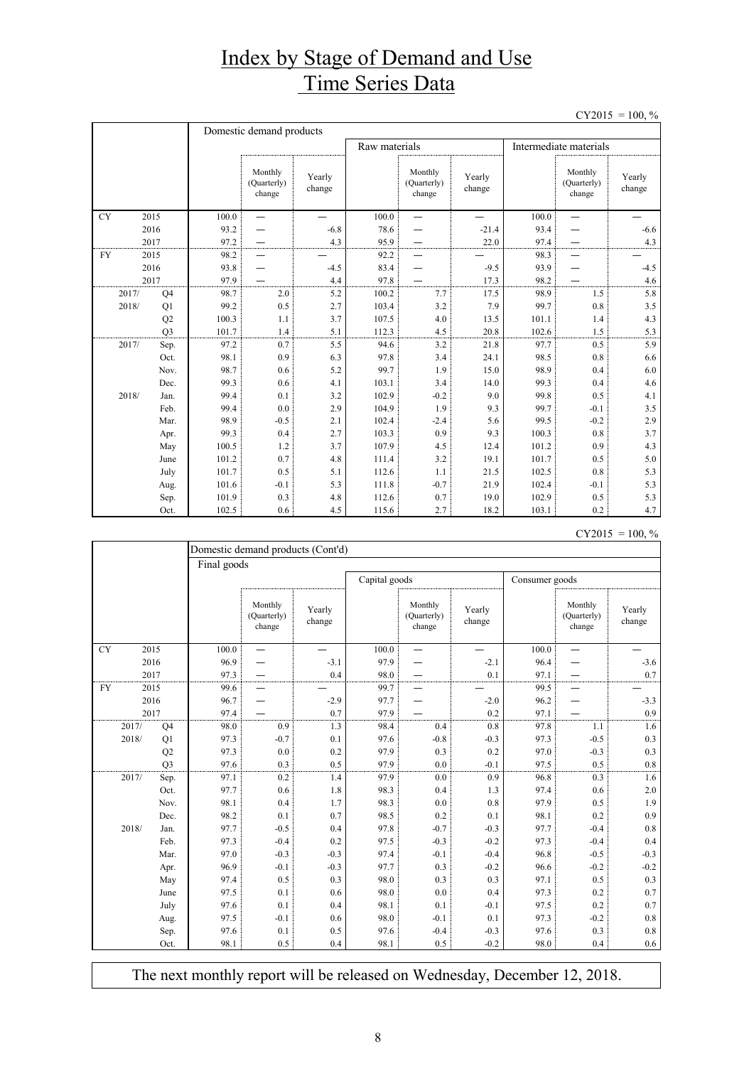# Index by Stage of Demand and Use
# Time Series Data

CY2015 = 100, %

| | | Domestic demand products | | | | | | | | |
|---|---|---|---|---|---|---|---|---|---|---|
| | | | | | Raw materials | | | Intermediate materials | | |
| | | | Monthly (Quarterly) change | Yearly change | | Monthly (Quarterly) change | Yearly change | | Monthly (Quarterly) change | Yearly change |
| CY | 2015 | 100.0 | ― | ― | 100.0 | ― | ― | 100.0 | ― | ― |
| | 2016 | 93.2 | ― | -6.8 | 78.6 | ― | -21.4 | 93.4 | ― | -6.6 |
| | 2017 | 97.2 | ― | 4.3 | 95.9 | ― | 22.0 | 97.4 | ― | 4.3 |
| FY | 2015 | 98.2 | ― | ― | 92.2 | ― | ― | 98.3 | ― | ― |
| | 2016 | 93.8 | ― | -4.5 | 83.4 | ― | -9.5 | 93.9 | ― | -4.5 |
| | 2017 | 97.9 | ― | 4.4 | 97.8 | ― | 17.3 | 98.2 | ― | 4.6 |
| 2017/ | Q4 | 98.7 | 2.0 | 5.2 | 100.2 | 7.7 | 17.5 | 98.9 | 1.5 | 5.8 |
| 2018/ | Q1 | 99.2 | 0.5 | 2.7 | 103.4 | 3.2 | 7.9 | 99.7 | 0.8 | 3.5 |
| | Q2 | 100.3 | 1.1 | 3.7 | 107.5 | 4.0 | 13.5 | 101.1 | 1.4 | 4.3 |
| | Q3 | 101.7 | 1.4 | 5.1 | 112.3 | 4.5 | 20.8 | 102.6 | 1.5 | 5.3 |
| 2017/ | Sep. | 97.2 | 0.7 | 5.5 | 94.6 | 3.2 | 21.8 | 97.7 | 0.5 | 5.9 |
| | Oct. | 98.1 | 0.9 | 6.3 | 97.8 | 3.4 | 24.1 | 98.5 | 0.8 | 6.6 |
| | Nov. | 98.7 | 0.6 | 5.2 | 99.7 | 1.9 | 15.0 | 98.9 | 0.4 | 6.0 |
| | Dec. | 99.3 | 0.6 | 4.1 | 103.1 | 3.4 | 14.0 | 99.3 | 0.4 | 4.6 |
| 2018/ | Jan. | 99.4 | 0.1 | 3.2 | 102.9 | -0.2 | 9.0 | 99.8 | 0.5 | 4.1 |
| | Feb. | 99.4 | 0.0 | 2.9 | 104.9 | 1.9 | 9.3 | 99.7 | -0.1 | 3.5 |
| | Mar. | 98.9 | -0.5 | 2.1 | 102.4 | -2.4 | 5.6 | 99.5 | -0.2 | 2.9 |
| | Apr. | 99.3 | 0.4 | 2.7 | 103.3 | 0.9 | 9.3 | 100.3 | 0.8 | 3.7 |
| | May | 100.5 | 1.2 | 3.7 | 107.9 | 4.5 | 12.4 | 101.2 | 0.9 | 4.3 |
| | June | 101.2 | 0.7 | 4.8 | 111.4 | 3.2 | 19.1 | 101.7 | 0.5 | 5.0 |
| | July | 101.7 | 0.5 | 5.1 | 112.6 | 1.1 | 21.5 | 102.5 | 0.8 | 5.3 |
| | Aug. | 101.6 | -0.1 | 5.3 | 111.8 | -0.7 | 21.9 | 102.4 | -0.1 | 5.3 |
| | Sep. | 101.9 | 0.3 | 4.8 | 112.6 | 0.7 | 19.0 | 102.9 | 0.5 | 5.3 |
| | Oct. | 102.5 | 0.6 | 4.5 | 115.6 | 2.7 | 18.2 | 103.1 | 0.2 | 4.7 |

CY2015 = 100, %

| | | Domestic demand products (Cont'd) | | | | | | | | |
|---|---|---|---|---|---|---|---|---|---|---|
| | | Final goods | | | | | | | | |
| | | | | | Capital goods | | | Consumer goods | | |
| | | | Monthly (Quarterly) change | Yearly change | | Monthly (Quarterly) change | Yearly change | | Monthly (Quarterly) change | Yearly change |
| CY | 2015 | 100.0 | ― | ― | 100.0 | ― | ― | 100.0 | ― | ― |
| | 2016 | 96.9 | ― | -3.1 | 97.9 | ― | -2.1 | 96.4 | ― | -3.6 |
| | 2017 | 97.3 | ― | 0.4 | 98.0 | ― | 0.1 | 97.1 | ― | 0.7 |
| FY | 2015 | 99.6 | ― | ― | 99.7 | ― | ― | 99.5 | ― | ― |
| | 2016 | 96.7 | ― | -2.9 | 97.7 | ― | -2.0 | 96.2 | ― | -3.3 |
| | 2017 | 97.4 | ― | 0.7 | 97.9 | ― | 0.2 | 97.1 | ― | 0.9 |
| 2017/ | Q4 | 98.0 | 0.9 | 1.3 | 98.4 | 0.4 | 0.8 | 97.8 | 1.1 | 1.6 |
| 2018/ | Q1 | 97.3 | -0.7 | 0.1 | 97.6 | -0.8 | -0.3 | 97.3 | -0.5 | 0.3 |
| | Q2 | 97.3 | 0.0 | 0.2 | 97.9 | 0.3 | 0.2 | 97.0 | -0.3 | 0.3 |
| | Q3 | 97.6 | 0.3 | 0.5 | 97.9 | 0.0 | -0.1 | 97.5 | 0.5 | 0.8 |
| 2017/ | Sep. | 97.1 | 0.2 | 1.4 | 97.9 | 0.0 | 0.9 | 96.8 | 0.3 | 1.6 |
| | Oct. | 97.7 | 0.6 | 1.8 | 98.3 | 0.4 | 1.3 | 97.4 | 0.6 | 2.0 |
| | Nov. | 98.1 | 0.4 | 1.7 | 98.3 | 0.0 | 0.8 | 97.9 | 0.5 | 1.9 |
| | Dec. | 98.2 | 0.1 | 0.7 | 98.5 | 0.2 | 0.1 | 98.1 | 0.2 | 0.9 |
| 2018/ | Jan. | 97.7 | -0.5 | 0.4 | 97.8 | -0.7 | -0.3 | 97.7 | -0.4 | 0.8 |
| | Feb. | 97.3 | -0.4 | 0.2 | 97.5 | -0.3 | -0.2 | 97.3 | -0.4 | 0.4 |
| | Mar. | 97.0 | -0.3 | -0.3 | 97.4 | -0.1 | -0.4 | 96.8 | -0.5 | -0.3 |
| | Apr. | 96.9 | -0.1 | -0.3 | 97.7 | 0.3 | -0.2 | 96.6 | -0.2 | -0.2 |
| | May | 97.4 | 0.5 | 0.3 | 98.0 | 0.3 | 0.3 | 97.1 | 0.5 | 0.3 |
| | June | 97.5 | 0.1 | 0.6 | 98.0 | 0.0 | 0.4 | 97.3 | 0.2 | 0.7 |
| | July | 97.6 | 0.1 | 0.4 | 98.1 | 0.1 | -0.1 | 97.5 | 0.2 | 0.7 |
| | Aug. | 97.5 | -0.1 | 0.6 | 98.0 | -0.1 | 0.1 | 97.3 | -0.2 | 0.8 |
| | Sep. | 97.6 | 0.1 | 0.5 | 97.6 | -0.4 | -0.3 | 97.6 | 0.3 | 0.8 |
| | Oct. | 98.1 | 0.5 | 0.4 | 98.1 | 0.5 | -0.2 | 98.0 | 0.4 | 0.6 |

The next monthly report will be released on Wednesday, December 12, 2018.